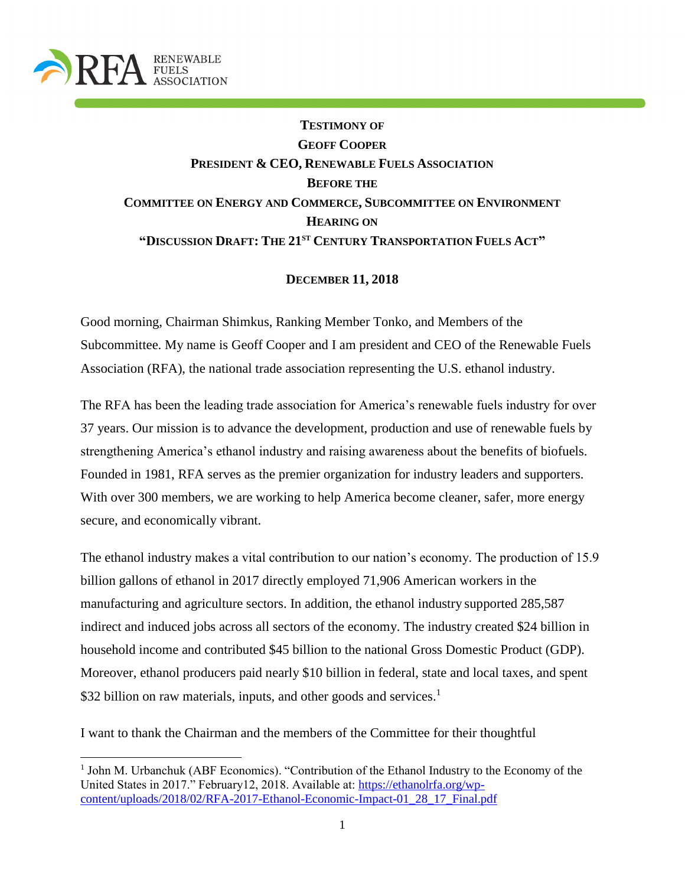RENEWABLE FUELS ASSOCIATION

**TESTIMONY OF**
**GEOFF COOPER**
**PRESIDENT & CEO, RENEWABLE FUELS ASSOCIATION**
**BEFORE THE**
**COMMITTEE ON ENERGY AND COMMERCE, SUBCOMMITTEE ON ENVIRONMENT**
**HEARING ON**
**"DISCUSSION DRAFT: THE 21ST CENTURY TRANSPORTATION FUELS ACT"**

**DECEMBER 11, 2018**

Good morning, Chairman Shimkus, Ranking Member Tonko, and Members of the Subcommittee. My name is Geoff Cooper and I am president and CEO of the Renewable Fuels Association (RFA), the national trade association representing the U.S. ethanol industry.

The RFA has been the leading trade association for America's renewable fuels industry for over 37 years. Our mission is to advance the development, production and use of renewable fuels by strengthening America's ethanol industry and raising awareness about the benefits of biofuels. Founded in 1981, RFA serves as the premier organization for industry leaders and supporters. With over 300 members, we are working to help America become cleaner, safer, more energy secure, and economically vibrant.

The ethanol industry makes a vital contribution to our nation's economy. The production of 15.9 billion gallons of ethanol in 2017 directly employed 71,906 American workers in the manufacturing and agriculture sectors. In addition, the ethanol industry supported 285,587 indirect and induced jobs across all sectors of the economy. The industry created $24 billion in household income and contributed $45 billion to the national Gross Domestic Product (GDP). Moreover, ethanol producers paid nearly $10 billion in federal, state and local taxes, and spent $32 billion on raw materials, inputs, and other goods and services.[1]

I want to thank the Chairman and the members of the Committee for their thoughtful

[1] John M. Urbanchuk (ABF Economics). "Contribution of the Ethanol Industry to the Economy of the United States in 2017." February12, 2018. Available at: https://ethanolrfa.org/wp-content/uploads/2018/02/RFA-2017-Ethanol-Economic-Impact-01_28_17_Final.pdf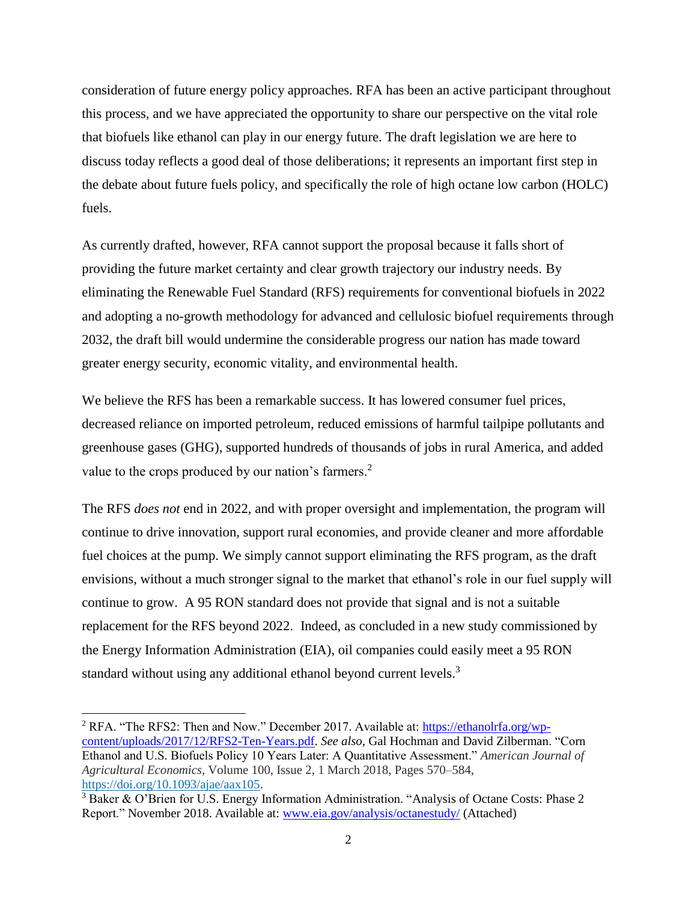consideration of future energy policy approaches. RFA has been an active participant throughout this process, and we have appreciated the opportunity to share our perspective on the vital role that biofuels like ethanol can play in our energy future. The draft legislation we are here to discuss today reflects a good deal of those deliberations; it represents an important first step in the debate about future fuels policy, and specifically the role of high octane low carbon (HOLC) fuels.

As currently drafted, however, RFA cannot support the proposal because it falls short of providing the future market certainty and clear growth trajectory our industry needs. By eliminating the Renewable Fuel Standard (RFS) requirements for conventional biofuels in 2022 and adopting a no-growth methodology for advanced and cellulosic biofuel requirements through 2032, the draft bill would undermine the considerable progress our nation has made toward greater energy security, economic vitality, and environmental health.

We believe the RFS has been a remarkable success. It has lowered consumer fuel prices, decreased reliance on imported petroleum, reduced emissions of harmful tailpipe pollutants and greenhouse gases (GHG), supported hundreds of thousands of jobs in rural America, and added value to the crops produced by our nation's farmers.[2]

The RFS *does not* end in 2022, and with proper oversight and implementation, the program will continue to drive innovation, support rural economies, and provide cleaner and more affordable fuel choices at the pump. We simply cannot support eliminating the RFS program, as the draft envisions, without a much stronger signal to the market that ethanol's role in our fuel supply will continue to grow. A 95 RON standard does not provide that signal and is not a suitable replacement for the RFS beyond 2022. Indeed, as concluded in a new study commissioned by the Energy Information Administration (EIA), oil companies could easily meet a 95 RON standard without using any additional ethanol beyond current levels.[3]

---

[2] RFA. "The RFS2: Then and Now." December 2017. Available at: https://ethanolrfa.org/wp-content/uploads/2017/12/RFS2-Ten-Years.pdf. *See also*, Gal Hochman and David Zilberman. "Corn Ethanol and U.S. Biofuels Policy 10 Years Later: A Quantitative Assessment." *American Journal of Agricultural Economics*, Volume 100, Issue 2, 1 March 2018, Pages 570–584, https://doi.org/10.1093/ajae/aax105.

[3] Baker & O'Brien for U.S. Energy Information Administration. "Analysis of Octane Costs: Phase 2 Report." November 2018. Available at: www.eia.gov/analysis/octanestudy/ (Attached)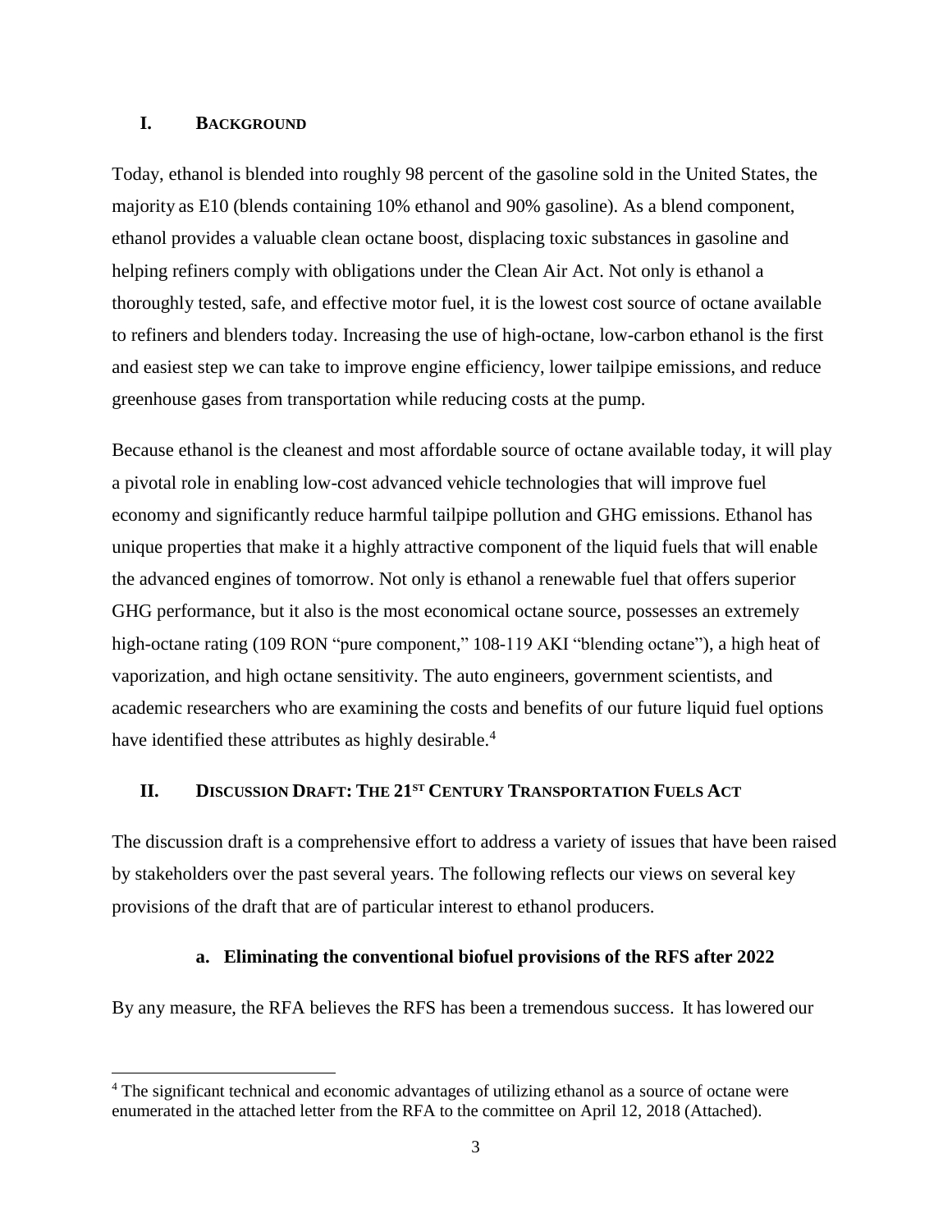## I. Background

Today, ethanol is blended into roughly 98 percent of the gasoline sold in the United States, the majority as E10 (blends containing 10% ethanol and 90% gasoline). As a blend component, ethanol provides a valuable clean octane boost, displacing toxic substances in gasoline and helping refiners comply with obligations under the Clean Air Act. Not only is ethanol a thoroughly tested, safe, and effective motor fuel, it is the lowest cost source of octane available to refiners and blenders today. Increasing the use of high-octane, low-carbon ethanol is the first and easiest step we can take to improve engine efficiency, lower tailpipe emissions, and reduce greenhouse gases from transportation while reducing costs at the pump.

Because ethanol is the cleanest and most affordable source of octane available today, it will play a pivotal role in enabling low-cost advanced vehicle technologies that will improve fuel economy and significantly reduce harmful tailpipe pollution and GHG emissions. Ethanol has unique properties that make it a highly attractive component of the liquid fuels that will enable the advanced engines of tomorrow. Not only is ethanol a renewable fuel that offers superior GHG performance, but it also is the most economical octane source, possesses an extremely high-octane rating (109 RON "pure component," 108-119 AKI "blending octane"), a high heat of vaporization, and high octane sensitivity. The auto engineers, government scientists, and academic researchers who are examining the costs and benefits of our future liquid fuel options have identified these attributes as highly desirable.[4]

## II. Discussion Draft: The 21st Century Transportation Fuels Act

The discussion draft is a comprehensive effort to address a variety of issues that have been raised by stakeholders over the past several years. The following reflects our views on several key provisions of the draft that are of particular interest to ethanol producers.

### a. Eliminating the conventional biofuel provisions of the RFS after 2022

By any measure, the RFA believes the RFS has been a tremendous success. It has lowered our

---

[4] The significant technical and economic advantages of utilizing ethanol as a source of octane were enumerated in the attached letter from the RFA to the committee on April 12, 2018 (Attached).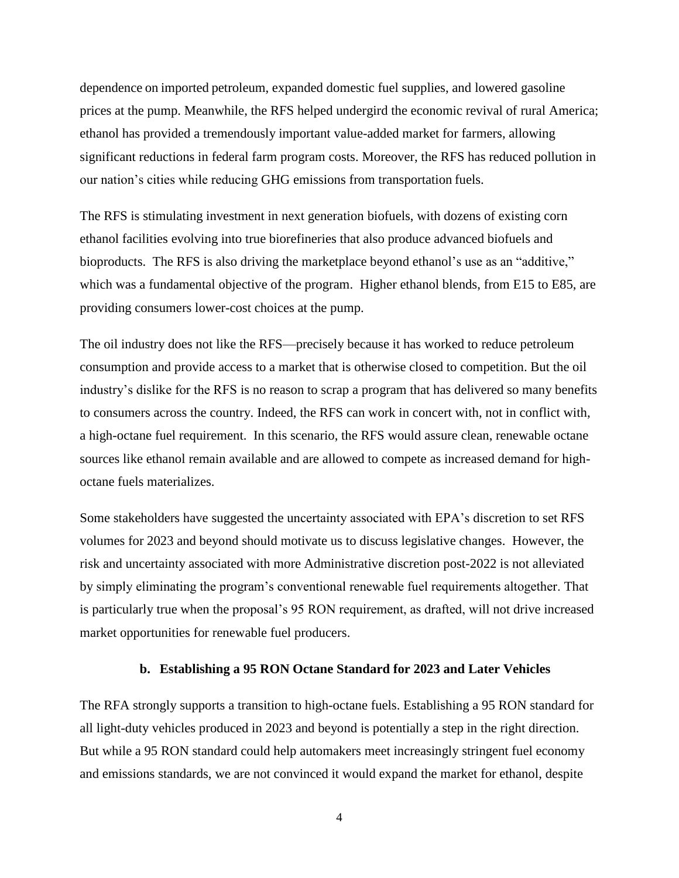dependence on imported petroleum, expanded domestic fuel supplies, and lowered gasoline prices at the pump. Meanwhile, the RFS helped undergird the economic revival of rural America; ethanol has provided a tremendously important value-added market for farmers, allowing significant reductions in federal farm program costs. Moreover, the RFS has reduced pollution in our nation's cities while reducing GHG emissions from transportation fuels.

The RFS is stimulating investment in next generation biofuels, with dozens of existing corn ethanol facilities evolving into true biorefineries that also produce advanced biofuels and bioproducts. The RFS is also driving the marketplace beyond ethanol's use as an "additive," which was a fundamental objective of the program. Higher ethanol blends, from E15 to E85, are providing consumers lower-cost choices at the pump.

The oil industry does not like the RFS—precisely because it has worked to reduce petroleum consumption and provide access to a market that is otherwise closed to competition. But the oil industry's dislike for the RFS is no reason to scrap a program that has delivered so many benefits to consumers across the country. Indeed, the RFS can work in concert with, not in conflict with, a high-octane fuel requirement. In this scenario, the RFS would assure clean, renewable octane sources like ethanol remain available and are allowed to compete as increased demand for high-octane fuels materializes.

Some stakeholders have suggested the uncertainty associated with EPA's discretion to set RFS volumes for 2023 and beyond should motivate us to discuss legislative changes. However, the risk and uncertainty associated with more Administrative discretion post-2022 is not alleviated by simply eliminating the program's conventional renewable fuel requirements altogether. That is particularly true when the proposal's 95 RON requirement, as drafted, will not drive increased market opportunities for renewable fuel producers.

### b. Establishing a 95 RON Octane Standard for 2023 and Later Vehicles

The RFA strongly supports a transition to high-octane fuels. Establishing a 95 RON standard for all light-duty vehicles produced in 2023 and beyond is potentially a step in the right direction. But while a 95 RON standard could help automakers meet increasingly stringent fuel economy and emissions standards, we are not convinced it would expand the market for ethanol, despite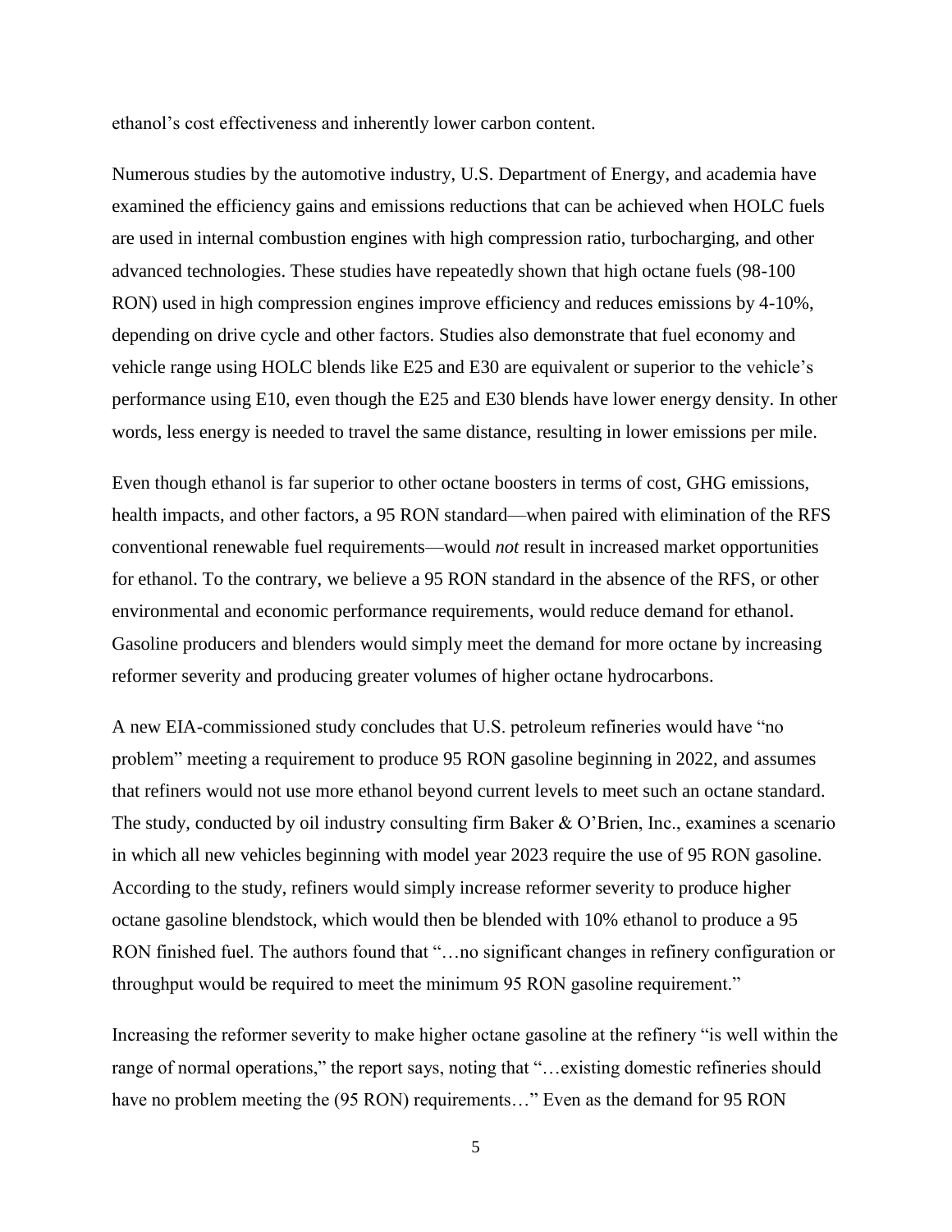ethanol's cost effectiveness and inherently lower carbon content.

Numerous studies by the automotive industry, U.S. Department of Energy, and academia have examined the efficiency gains and emissions reductions that can be achieved when HOLC fuels are used in internal combustion engines with high compression ratio, turbocharging, and other advanced technologies. These studies have repeatedly shown that high octane fuels (98-100 RON) used in high compression engines improve efficiency and reduces emissions by 4-10%, depending on drive cycle and other factors. Studies also demonstrate that fuel economy and vehicle range using HOLC blends like E25 and E30 are equivalent or superior to the vehicle's performance using E10, even though the E25 and E30 blends have lower energy density. In other words, less energy is needed to travel the same distance, resulting in lower emissions per mile.

Even though ethanol is far superior to other octane boosters in terms of cost, GHG emissions, health impacts, and other factors, a 95 RON standard—when paired with elimination of the RFS conventional renewable fuel requirements—would *not* result in increased market opportunities for ethanol. To the contrary, we believe a 95 RON standard in the absence of the RFS, or other environmental and economic performance requirements, would reduce demand for ethanol. Gasoline producers and blenders would simply meet the demand for more octane by increasing reformer severity and producing greater volumes of higher octane hydrocarbons.

A new EIA-commissioned study concludes that U.S. petroleum refineries would have "no problem" meeting a requirement to produce 95 RON gasoline beginning in 2022, and assumes that refiners would not use more ethanol beyond current levels to meet such an octane standard. The study, conducted by oil industry consulting firm Baker & O'Brien, Inc., examines a scenario in which all new vehicles beginning with model year 2023 require the use of 95 RON gasoline. According to the study, refiners would simply increase reformer severity to produce higher octane gasoline blendstock, which would then be blended with 10% ethanol to produce a 95 RON finished fuel. The authors found that "…no significant changes in refinery configuration or throughput would be required to meet the minimum 95 RON gasoline requirement."

Increasing the reformer severity to make higher octane gasoline at the refinery "is well within the range of normal operations," the report says, noting that "…existing domestic refineries should have no problem meeting the (95 RON) requirements…" Even as the demand for 95 RON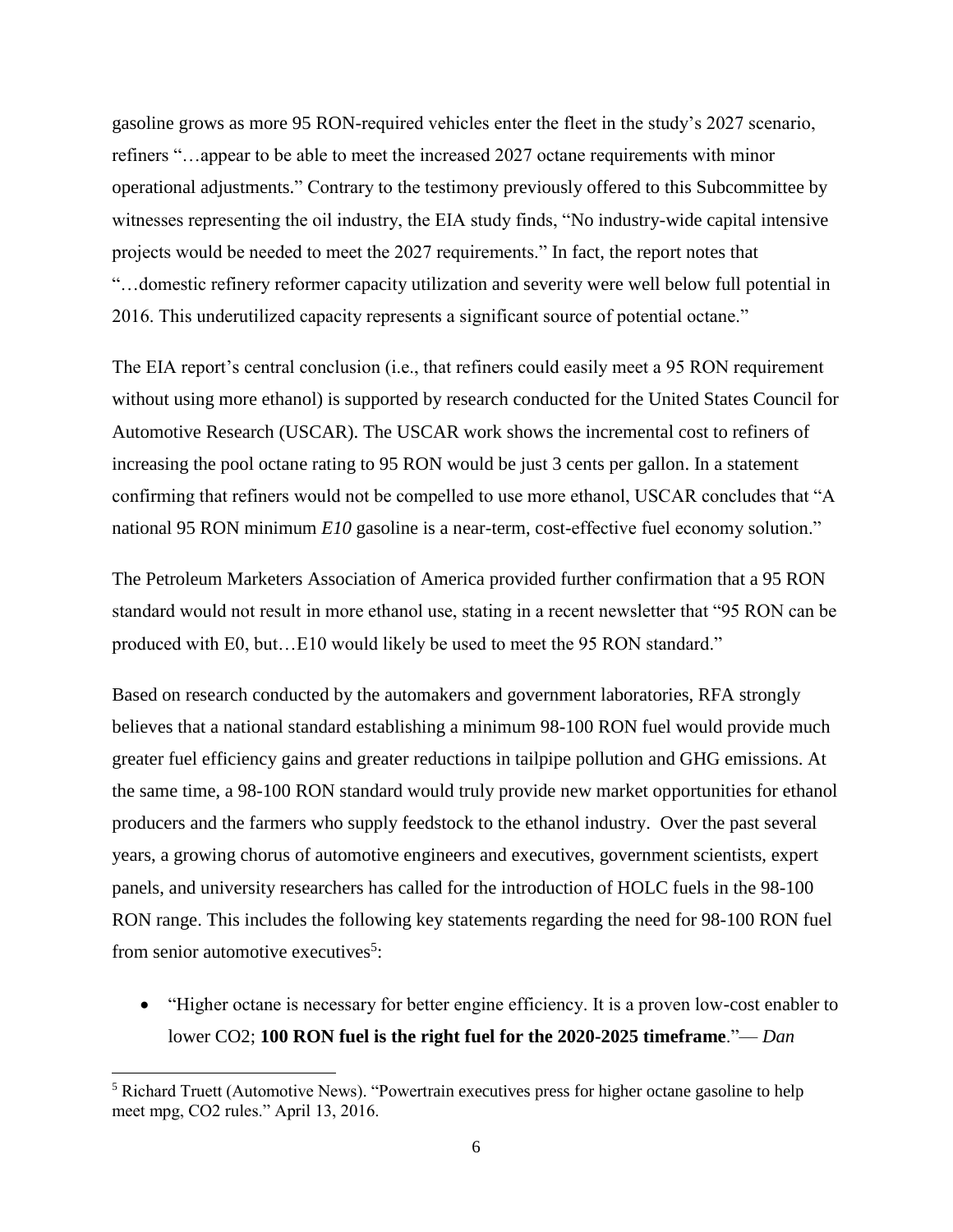gasoline grows as more 95 RON-required vehicles enter the fleet in the study's 2027 scenario, refiners "…appear to be able to meet the increased 2027 octane requirements with minor operational adjustments." Contrary to the testimony previously offered to this Subcommittee by witnesses representing the oil industry, the EIA study finds, "No industry-wide capital intensive projects would be needed to meet the 2027 requirements." In fact, the report notes that "…domestic refinery reformer capacity utilization and severity were well below full potential in 2016. This underutilized capacity represents a significant source of potential octane."

The EIA report's central conclusion (i.e., that refiners could easily meet a 95 RON requirement without using more ethanol) is supported by research conducted for the United States Council for Automotive Research (USCAR). The USCAR work shows the incremental cost to refiners of increasing the pool octane rating to 95 RON would be just 3 cents per gallon. In a statement confirming that refiners would not be compelled to use more ethanol, USCAR concludes that "A national 95 RON minimum *E10* gasoline is a near-term, cost-effective fuel economy solution."

The Petroleum Marketers Association of America provided further confirmation that a 95 RON standard would not result in more ethanol use, stating in a recent newsletter that "95 RON can be produced with E0, but…E10 would likely be used to meet the 95 RON standard."

Based on research conducted by the automakers and government laboratories, RFA strongly believes that a national standard establishing a minimum 98-100 RON fuel would provide much greater fuel efficiency gains and greater reductions in tailpipe pollution and GHG emissions. At the same time, a 98-100 RON standard would truly provide new market opportunities for ethanol producers and the farmers who supply feedstock to the ethanol industry. Over the past several years, a growing chorus of automotive engineers and executives, government scientists, expert panels, and university researchers has called for the introduction of HOLC fuels in the 98-100 RON range. This includes the following key statements regarding the need for 98-100 RON fuel from senior automotive executives[5]:

- "Higher octane is necessary for better engine efficiency. It is a proven low-cost enabler to lower CO2; **100 RON fuel is the right fuel for the 2020-2025 timeframe**."— *Dan*

[5] Richard Truett (Automotive News). "Powertrain executives press for higher octane gasoline to help meet mpg, CO2 rules." April 13, 2016.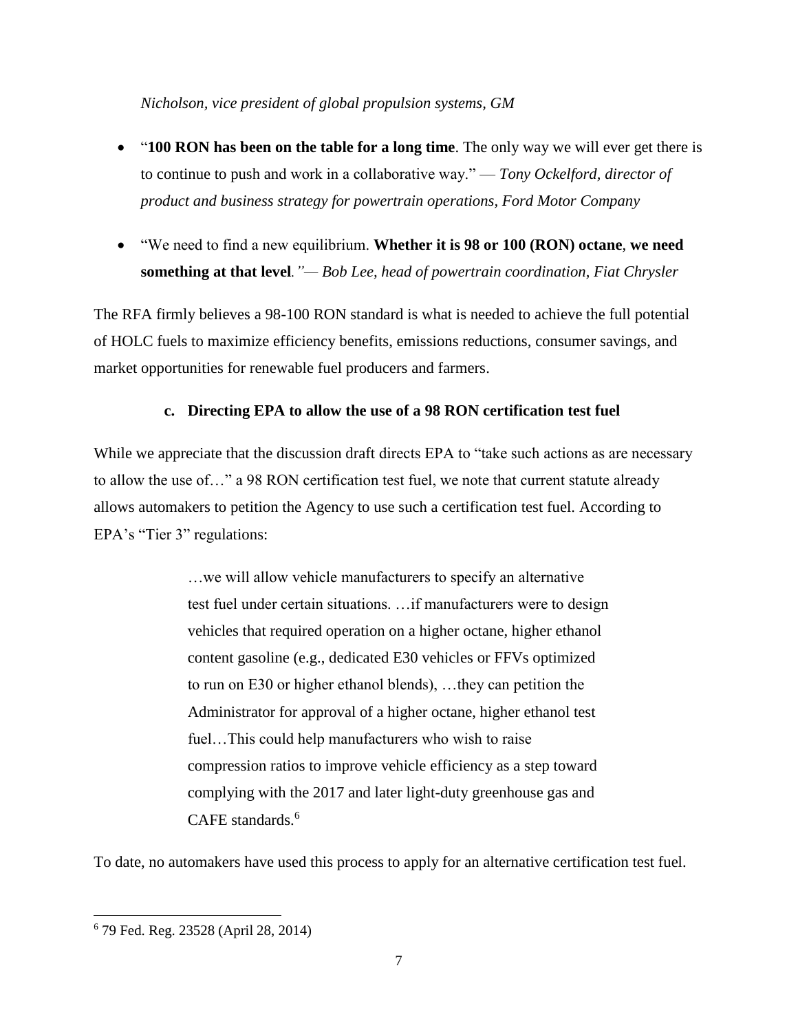*Nicholson, vice president of global propulsion systems, GM*

- "**100 RON has been on the table for a long time**. The only way we will ever get there is to continue to push and work in a collaborative way." — *Tony Ockelford, director of product and business strategy for powertrain operations, Ford Motor Company*

- "We need to find a new equilibrium. **Whether it is 98 or 100 (RON) octane**, **we need something at that level**." — *Bob Lee, head of powertrain coordination, Fiat Chrysler*

The RFA firmly believes a 98-100 RON standard is what is needed to achieve the full potential of HOLC fuels to maximize efficiency benefits, emissions reductions, consumer savings, and market opportunities for renewable fuel producers and farmers.

### c. Directing EPA to allow the use of a 98 RON certification test fuel

While we appreciate that the discussion draft directs EPA to "take such actions as are necessary to allow the use of…" a 98 RON certification test fuel, we note that current statute already allows automakers to petition the Agency to use such a certification test fuel. According to EPA's "Tier 3" regulations:

> …we will allow vehicle manufacturers to specify an alternative test fuel under certain situations. …if manufacturers were to design vehicles that required operation on a higher octane, higher ethanol content gasoline (e.g., dedicated E30 vehicles or FFVs optimized to run on E30 or higher ethanol blends), …they can petition the Administrator for approval of a higher octane, higher ethanol test fuel…This could help manufacturers who wish to raise compression ratios to improve vehicle efficiency as a step toward complying with the 2017 and later light-duty greenhouse gas and CAFE standards.[6]

To date, no automakers have used this process to apply for an alternative certification test fuel.

---

[6] 79 Fed. Reg. 23528 (April 28, 2014)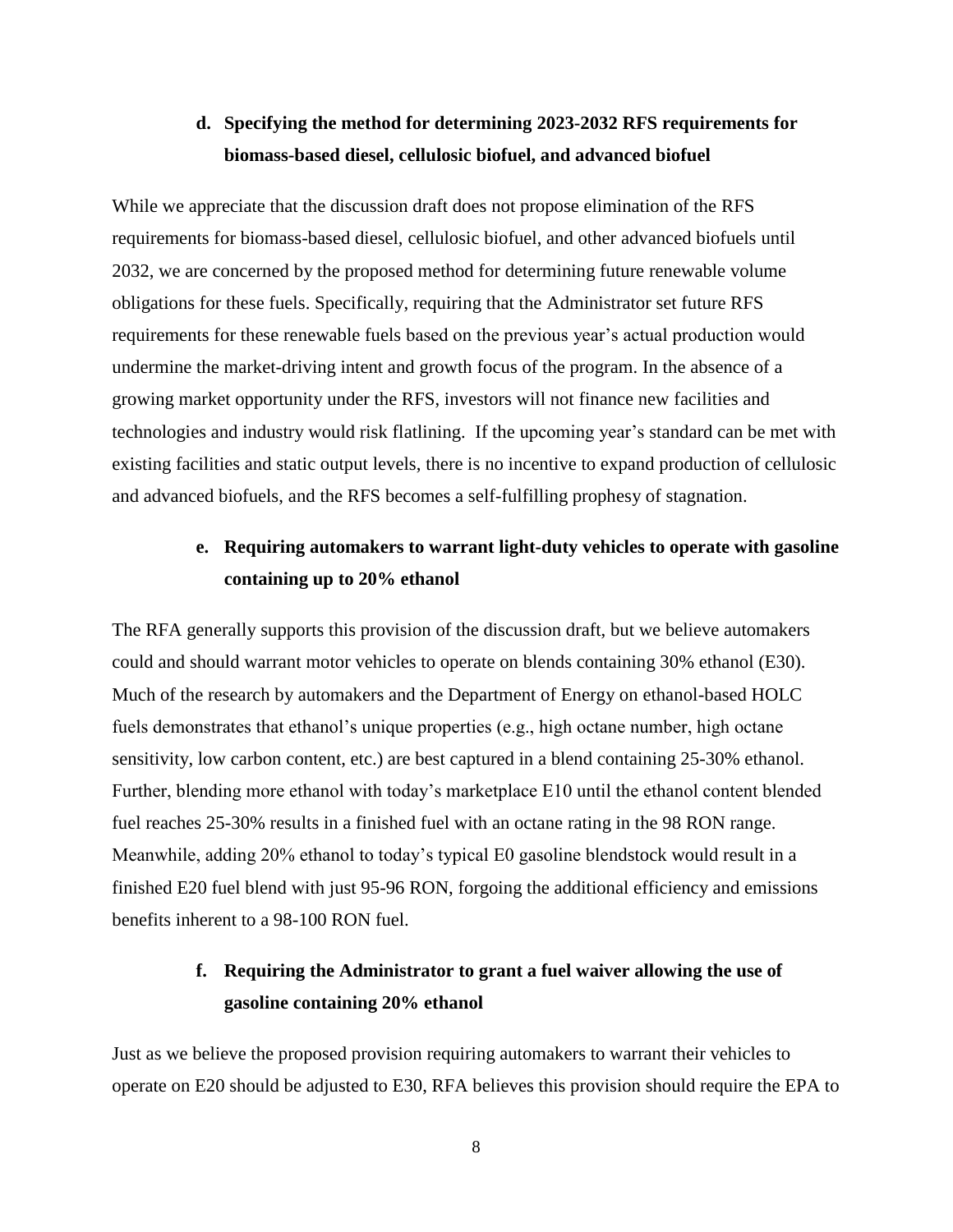**d. Specifying the method for determining 2023-2032 RFS requirements for biomass-based diesel, cellulosic biofuel, and advanced biofuel**

While we appreciate that the discussion draft does not propose elimination of the RFS requirements for biomass-based diesel, cellulosic biofuel, and other advanced biofuels until 2032, we are concerned by the proposed method for determining future renewable volume obligations for these fuels. Specifically, requiring that the Administrator set future RFS requirements for these renewable fuels based on the previous year's actual production would undermine the market-driving intent and growth focus of the program. In the absence of a growing market opportunity under the RFS, investors will not finance new facilities and technologies and industry would risk flatlining. If the upcoming year's standard can be met with existing facilities and static output levels, there is no incentive to expand production of cellulosic and advanced biofuels, and the RFS becomes a self-fulfilling prophesy of stagnation.

**e. Requiring automakers to warrant light-duty vehicles to operate with gasoline containing up to 20% ethanol**

The RFA generally supports this provision of the discussion draft, but we believe automakers could and should warrant motor vehicles to operate on blends containing 30% ethanol (E30). Much of the research by automakers and the Department of Energy on ethanol-based HOLC fuels demonstrates that ethanol's unique properties (e.g., high octane number, high octane sensitivity, low carbon content, etc.) are best captured in a blend containing 25-30% ethanol. Further, blending more ethanol with today's marketplace E10 until the ethanol content blended fuel reaches 25-30% results in a finished fuel with an octane rating in the 98 RON range. Meanwhile, adding 20% ethanol to today's typical E0 gasoline blendstock would result in a finished E20 fuel blend with just 95-96 RON, forgoing the additional efficiency and emissions benefits inherent to a 98-100 RON fuel.

**f. Requiring the Administrator to grant a fuel waiver allowing the use of gasoline containing 20% ethanol**

Just as we believe the proposed provision requiring automakers to warrant their vehicles to operate on E20 should be adjusted to E30, RFA believes this provision should require the EPA to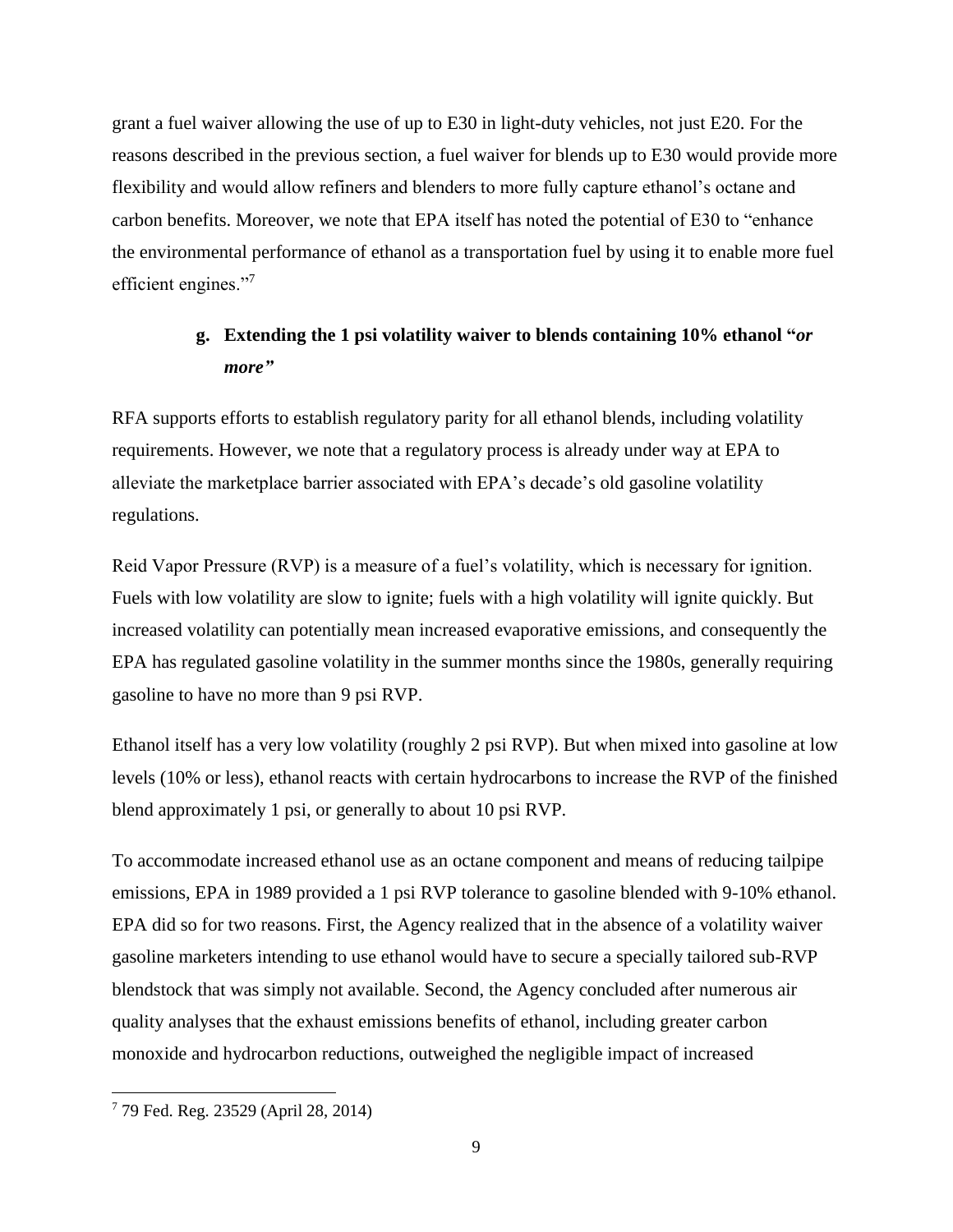grant a fuel waiver allowing the use of up to E30 in light-duty vehicles, not just E20. For the reasons described in the previous section, a fuel waiver for blends up to E30 would provide more flexibility and would allow refiners and blenders to more fully capture ethanol's octane and carbon benefits. Moreover, we note that EPA itself has noted the potential of E30 to "enhance the environmental performance of ethanol as a transportation fuel by using it to enable more fuel efficient engines."[7]

### g. Extending the 1 psi volatility waiver to blends containing 10% ethanol "*or more*"

RFA supports efforts to establish regulatory parity for all ethanol blends, including volatility requirements. However, we note that a regulatory process is already under way at EPA to alleviate the marketplace barrier associated with EPA's decade's old gasoline volatility regulations.

Reid Vapor Pressure (RVP) is a measure of a fuel's volatility, which is necessary for ignition. Fuels with low volatility are slow to ignite; fuels with a high volatility will ignite quickly. But increased volatility can potentially mean increased evaporative emissions, and consequently the EPA has regulated gasoline volatility in the summer months since the 1980s, generally requiring gasoline to have no more than 9 psi RVP.

Ethanol itself has a very low volatility (roughly 2 psi RVP). But when mixed into gasoline at low levels (10% or less), ethanol reacts with certain hydrocarbons to increase the RVP of the finished blend approximately 1 psi, or generally to about 10 psi RVP.

To accommodate increased ethanol use as an octane component and means of reducing tailpipe emissions, EPA in 1989 provided a 1 psi RVP tolerance to gasoline blended with 9-10% ethanol. EPA did so for two reasons. First, the Agency realized that in the absence of a volatility waiver gasoline marketers intending to use ethanol would have to secure a specially tailored sub-RVP blendstock that was simply not available. Second, the Agency concluded after numerous air quality analyses that the exhaust emissions benefits of ethanol, including greater carbon monoxide and hydrocarbon reductions, outweighed the negligible impact of increased

---

[7] 79 Fed. Reg. 23529 (April 28, 2014)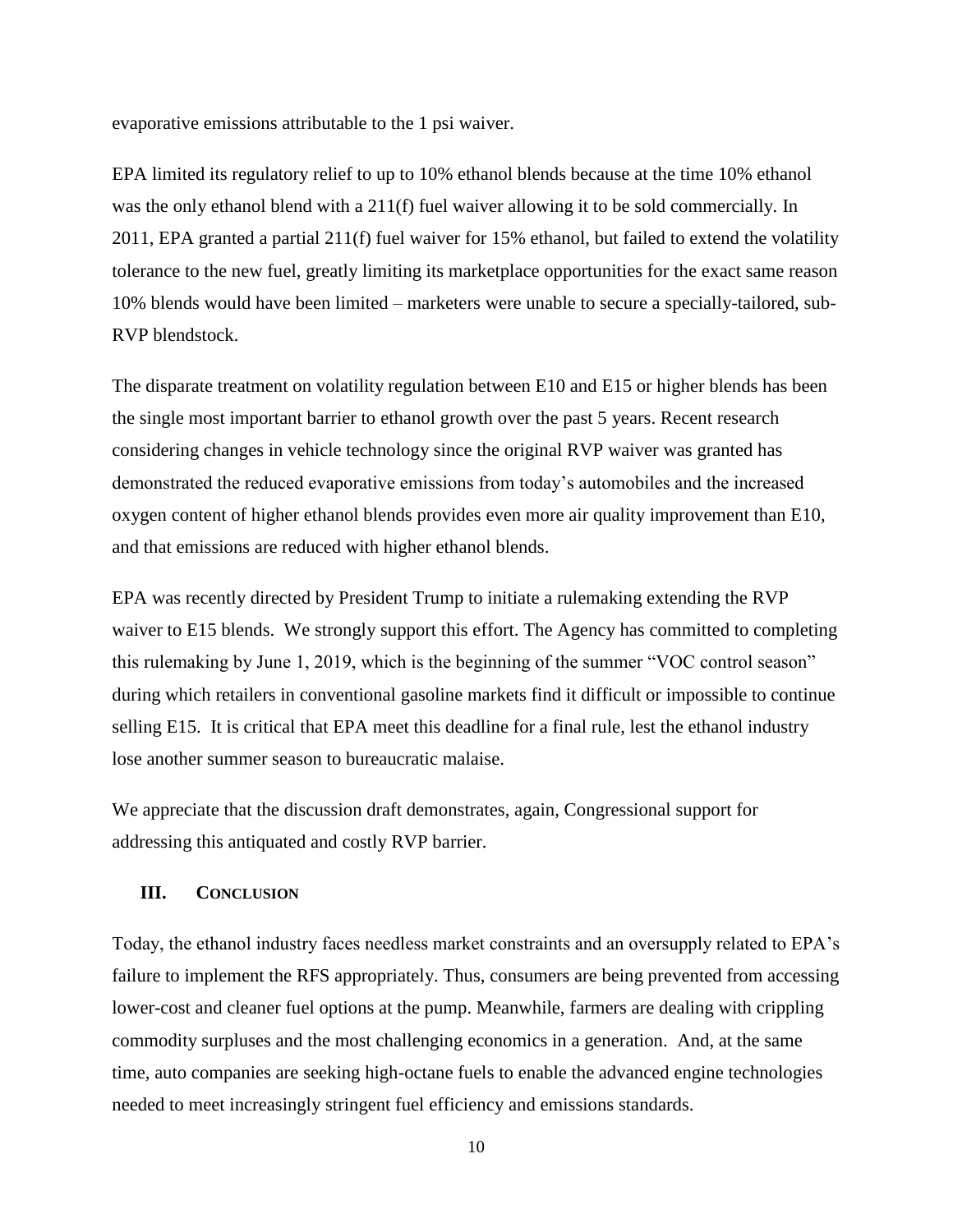evaporative emissions attributable to the 1 psi waiver.

EPA limited its regulatory relief to up to 10% ethanol blends because at the time 10% ethanol was the only ethanol blend with a 211(f) fuel waiver allowing it to be sold commercially. In 2011, EPA granted a partial 211(f) fuel waiver for 15% ethanol, but failed to extend the volatility tolerance to the new fuel, greatly limiting its marketplace opportunities for the exact same reason 10% blends would have been limited – marketers were unable to secure a specially-tailored, sub-RVP blendstock.

The disparate treatment on volatility regulation between E10 and E15 or higher blends has been the single most important barrier to ethanol growth over the past 5 years. Recent research considering changes in vehicle technology since the original RVP waiver was granted has demonstrated the reduced evaporative emissions from today's automobiles and the increased oxygen content of higher ethanol blends provides even more air quality improvement than E10, and that emissions are reduced with higher ethanol blends.

EPA was recently directed by President Trump to initiate a rulemaking extending the RVP waiver to E15 blends. We strongly support this effort. The Agency has committed to completing this rulemaking by June 1, 2019, which is the beginning of the summer "VOC control season" during which retailers in conventional gasoline markets find it difficult or impossible to continue selling E15. It is critical that EPA meet this deadline for a final rule, lest the ethanol industry lose another summer season to bureaucratic malaise.

We appreciate that the discussion draft demonstrates, again, Congressional support for addressing this antiquated and costly RVP barrier.

## III. Conclusion

Today, the ethanol industry faces needless market constraints and an oversupply related to EPA's failure to implement the RFS appropriately. Thus, consumers are being prevented from accessing lower-cost and cleaner fuel options at the pump. Meanwhile, farmers are dealing with crippling commodity surpluses and the most challenging economics in a generation. And, at the same time, auto companies are seeking high-octane fuels to enable the advanced engine technologies needed to meet increasingly stringent fuel efficiency and emissions standards.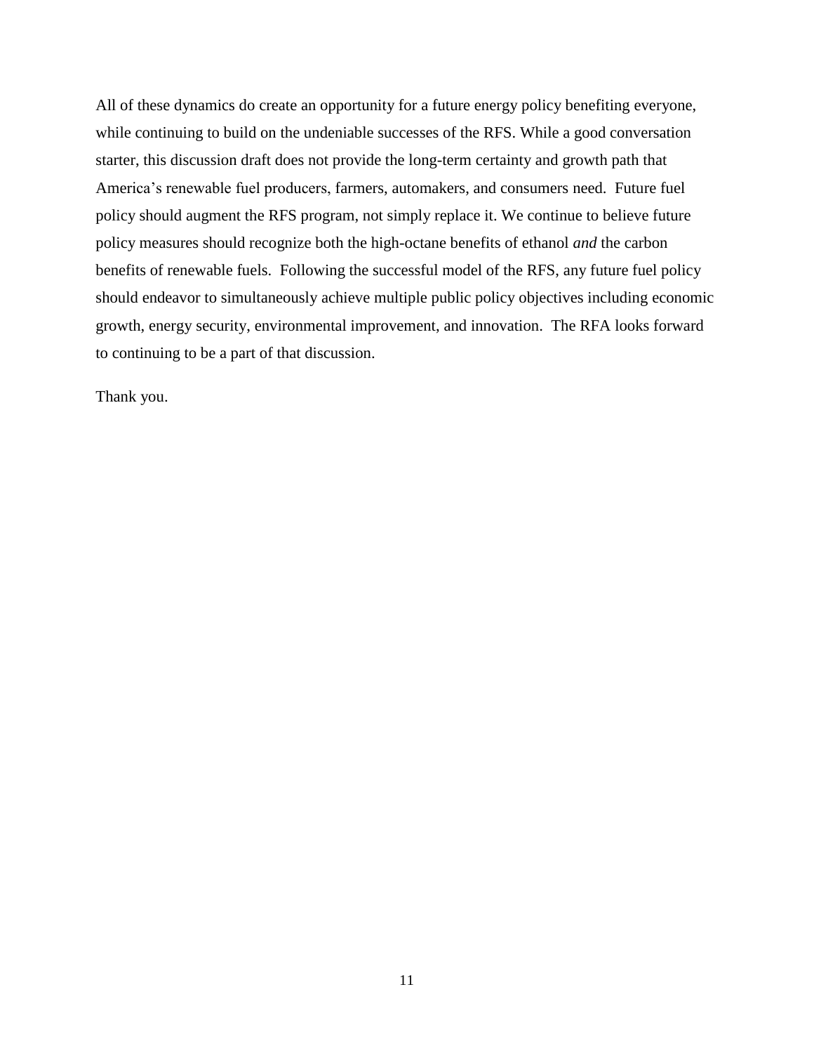All of these dynamics do create an opportunity for a future energy policy benefiting everyone, while continuing to build on the undeniable successes of the RFS. While a good conversation starter, this discussion draft does not provide the long-term certainty and growth path that America's renewable fuel producers, farmers, automakers, and consumers need. Future fuel policy should augment the RFS program, not simply replace it. We continue to believe future policy measures should recognize both the high-octane benefits of ethanol *and* the carbon benefits of renewable fuels. Following the successful model of the RFS, any future fuel policy should endeavor to simultaneously achieve multiple public policy objectives including economic growth, energy security, environmental improvement, and innovation. The RFA looks forward to continuing to be a part of that discussion.

Thank you.